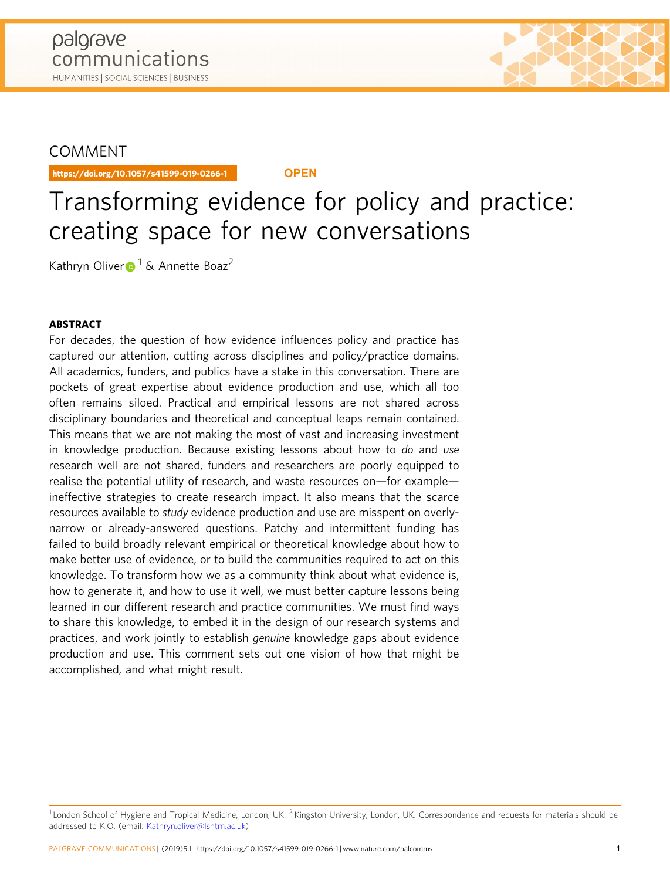COMMENT

https://doi.org/10.1057/s41599-019-0266-1 **OPEN**

# Transforming evidence for policy and practice: creating space for new conversations

Kathryn Oliver[1] & Annette Boaz[2]

### ABSTRACT

For decades, the question of how evidence influences policy and practice has captured our attention, cutting across disciplines and policy/practice domains. All academics, funders, and publics have a stake in this conversation. There are pockets of great expertise about evidence production and use, which all too often remains siloed. Practical and empirical lessons are not shared across disciplinary boundaries and theoretical and conceptual leaps remain contained. This means that we are not making the most of vast and increasing investment in knowledge production. Because existing lessons about how to *do* and *use* research well are not shared, funders and researchers are poorly equipped to realise the potential utility of research, and waste resources on—for example—ineffective strategies to create research impact. It also means that the scarce resources available to *study* evidence production and use are misspent on overly-narrow or already-answered questions. Patchy and intermittent funding has failed to build broadly relevant empirical or theoretical knowledge about how to make better use of evidence, or to build the communities required to act on this knowledge. To transform how we as a community think about what evidence is, how to generate it, and how to use it well, we must better capture lessons being learned in our different research and practice communities. We must find ways to share this knowledge, to embed it in the design of our research systems and practices, and work jointly to establish *genuine* knowledge gaps about evidence production and use. This comment sets out one vision of how that might be accomplished, and what might result.

[1] London School of Hygiene and Tropical Medicine, London, UK. [2] Kingston University, London, UK. Correspondence and requests for materials should be addressed to K.O. (email: Kathryn.oliver@lshtm.ac.uk)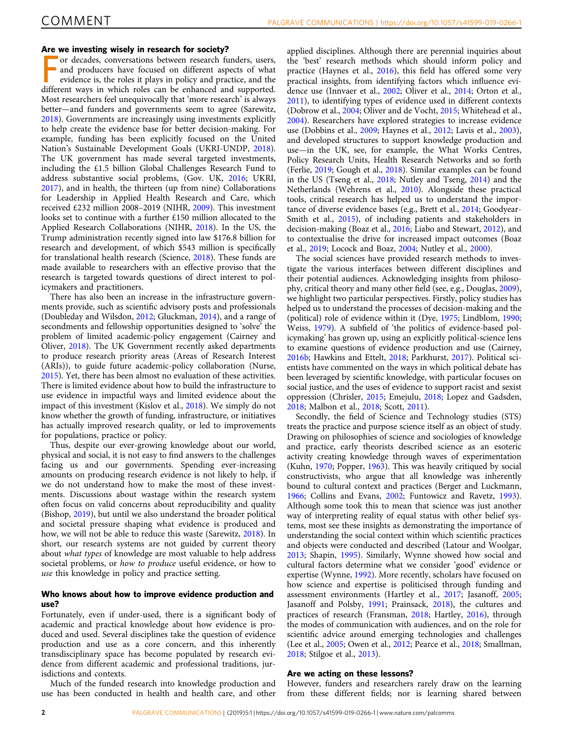### Are we investing wisely in research for society?

For decades, conversations between research funders, users, and producers have focused on different aspects of what evidence is, the roles it plays in policy and practice, and the different ways in which roles can be enhanced and supported. Most researchers feel unequivocally that 'more research' is always better—and funders and governments seem to agree (Sarewitz, 2018). Governments are increasingly using investments explicitly to help create the evidence base for better decision-making. For example, funding has been explicitly focused on the United Nation's Sustainable Development Goals (UKRI-UNDP, 2018). The UK government has made several targeted investments, including the £1.5 billion Global Challenges Research Fund to address substantive social problems, (Gov. UK, 2016; UKRI, 2017), and in health, the thirteen (up from nine) Collaborations for Leadership in Applied Health Research and Care, which received £232 million 2008–2019 (NIHR, 2009). This investment looks set to continue with a further £150 million allocated to the Applied Research Collaborations (NIHR, 2018). In the US, the Trump administration recently signed into law $176.8 billion for research and development, of which $543 million is specifically for translational health research (Science, 2018). These funds are made available to researchers with an effective proviso that the research is targeted towards questions of direct interest to policymakers and practitioners.

There has also been an increase in the infrastructure governments provide, such as scientific advisory posts and professionals (Doubleday and Wilsdon, 2012; Gluckman, 2014), and a range of secondments and fellowship opportunities designed to 'solve' the problem of limited academic-policy engagement (Cairney and Oliver, 2018). The UK Government recently asked departments to produce research priority areas (Areas of Research Interest (ARIs)), to guide future academic-policy collaboration (Nurse, 2015). Yet, there has been almost no evaluation of these activities. There is limited evidence about how to build the infrastructure to use evidence in impactful ways and limited evidence about the impact of this investment (Kislov et al., 2018). We simply do not know whether the growth of funding, infrastructure, or initiatives has actually improved research quality, or led to improvements for populations, practice or policy.

Thus, despite our ever-growing knowledge about our world, physical and social, it is not easy to find answers to the challenges facing us and our governments. Spending ever-increasing amounts on producing research evidence is not likely to help, if we do not understand how to make the most of these investments. Discussions about wastage within the research system often focus on valid concerns about reproducibility and quality (Bishop, 2019), but until we also understand the broader political and societal pressure shaping what evidence is produced and how, we will not be able to reduce this waste (Sarewitz, 2018). In short, our research systems are not guided by current theory about *what types* of knowledge are most valuable to help address societal problems, or *how to produce* useful evidence, or how to *use* this knowledge in policy and practice setting.

### Who knows about how to improve evidence production and use?

Fortunately, even if under-used, there is a significant body of academic and practical knowledge about how evidence is produced and used. Several disciplines take the question of evidence production and use as a core concern, and this inherently transdisciplinary space has become populated by research evidence from different academic and professional traditions, jurisdictions and contexts.

Much of the funded research into knowledge production and use has been conducted in health and health care, and other applied disciplines. Although there are perennial inquiries about the 'best' research methods which should inform policy and practice (Haynes et al., 2016), this field has offered some very practical insights, from identifying factors which influence evidence use (Innvaer et al., 2002; Oliver et al., 2014; Orton et al., 2011), to identifying types of evidence used in different contexts (Dobrow et al., 2004; Oliver and de Vocht, 2015; Whitehead et al., 2004). Researchers have explored strategies to increase evidence use (Dobbins et al., 2009; Haynes et al., 2012; Lavis et al., 2003), and developed structures to support knowledge production and use—in the UK, see, for example, the What Works Centres, Policy Research Units, Health Research Networks and so forth (Ferlie, 2019; Gough et al., 2018). Similar examples can be found in the US (Tseng et al., 2018; Nutley and Tseng, 2014) and the Netherlands (Wehrens et al., 2010). Alongside these practical tools, critical research has helped us to understand the importance of diverse evidence bases (e.g., Brett et al., 2014; Goodyear-Smith et al., 2015), of including patients and stakeholders in decision-making (Boaz et al., 2016; Liabo and Stewart, 2012), and to contextualise the drive for increased impact outcomes (Boaz et al., 2019; Locock and Boaz, 2004; Nutley et al., 2000).

The social sciences have provided research methods to investigate the various interfaces between different disciplines and their potential audiences. Acknowledging insights from philosophy, critical theory and many other field (see, e.g., Douglas, 2009), we highlight two particular perspectives. Firstly, policy studies has helped us to understand the processes of decision-making and the (political) role of evidence within it (Dye, 1975; Lindblom, 1990; Weiss, 1979). A subfield of 'the politics of evidence-based policymaking' has grown up, using an explicitly political-science lens to examine questions of evidence production and use (Cairney, 2016b; Hawkins and Ettelt, 2018; Parkhurst, 2017). Political scientists have commented on the ways in which political debate has been leveraged by scientific knowledge, with particular focuses on social justice, and the uses of evidence to support racist and sexist oppression (Chrisler, 2015; Emejulu, 2018; Lopez and Gadsden, 2018; Malbon et al., 2018; Scott, 2011).

Secondly, the field of Science and Technology studies (STS) treats the practice and purpose science itself as an object of study. Drawing on philosophies of science and sociologies of knowledge and practice, early theorists described science as an esoteric activity creating knowledge through waves of experimentation (Kuhn, 1970; Popper, 1963). This was heavily critiqued by social constructivists, who argue that all knowledge was inherently bound to cultural context and practices (Berger and Luckmann, 1966; Collins and Evans, 2002; Funtowicz and Ravetz, 1993). Although some took this to mean that science was just another way of interpreting reality of equal status with other belief systems, most see these insights as demonstrating the importance of understanding the social context within which scientific practices and objects were conducted and described (Latour and Woolgar, 2013; Shapin, 1995). Similarly, Wynne showed how social and cultural factors determine what we consider 'good' evidence or expertise (Wynne, 1992). More recently, scholars have focused on how science and expertise is politicised through funding and assessment environments (Hartley et al., 2017; Jasanoff, 2005; Jasanoff and Polsby, 1991; Prainsack, 2018), the cultures and practices of research (Fransman, 2018; Hartley, 2016), through the modes of communication with audiences, and on the role for scientific advice around emerging technologies and challenges (Lee et al., 2005; Owen et al., 2012; Pearce et al., 2018; Smallman, 2018; Stilgoe et al., 2013).

### Are we acting on these lessons?

However, funders and researchers rarely draw on the learning from these different fields; nor is learning shared between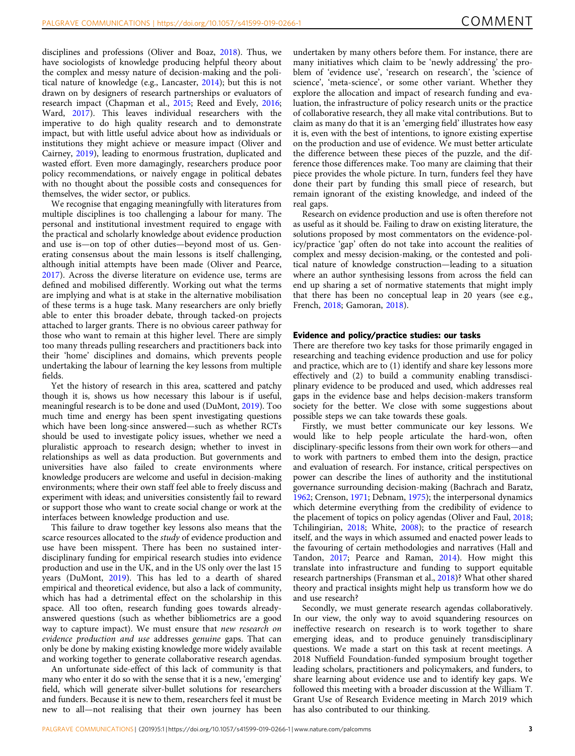disciplines and professions (Oliver and Boaz, 2018). Thus, we have sociologists of knowledge producing helpful theory about the complex and messy nature of decision-making and the political nature of knowledge (e.g., Lancaster, 2014); but this is not drawn on by designers of research partnerships or evaluators of research impact (Chapman et al., 2015; Reed and Evely, 2016; Ward, 2017). This leaves individual researchers with the imperative to do high quality research and to demonstrate impact, but with little useful advice about how as individuals or institutions they might achieve or measure impact (Oliver and Cairney, 2019), leading to enormous frustration, duplicated and wasted effort. Even more damagingly, researchers produce poor policy recommendations, or naively engage in political debates with no thought about the possible costs and consequences for themselves, the wider sector, or publics.

We recognise that engaging meaningfully with literatures from multiple disciplines is too challenging a labour for many. The personal and institutional investment required to engage with the practical and scholarly knowledge about evidence production and use is—on top of other duties—beyond most of us. Generating consensus about the main lessons is itself challenging, although initial attempts have been made (Oliver and Pearce, 2017). Across the diverse literature on evidence use, terms are defined and mobilised differently. Working out what the terms are implying and what is at stake in the alternative mobilisation of these terms is a huge task. Many researchers are only briefly able to enter this broader debate, through tacked-on projects attached to larger grants. There is no obvious career pathway for those who want to remain at this higher level. There are simply too many threads pulling researchers and practitioners back into their 'home' disciplines and domains, which prevents people undertaking the labour of learning the key lessons from multiple fields.

Yet the history of research in this area, scattered and patchy though it is, shows us how necessary this labour is if useful, meaningful research is to be done and used (DuMont, 2019). Too much time and energy has been spent investigating questions which have been long-since answered—such as whether RCTs should be used to investigate policy issues, whether we need a pluralistic approach to research design; whether to invest in relationships as well as data production. But governments and universities have also failed to create environments where knowledge producers are welcome and useful in decision-making environments; where their own staff feel able to freely discuss and experiment with ideas; and universities consistently fail to reward or support those who want to create social change or work at the interfaces between knowledge production and use.

This failure to draw together key lessons also means that the scarce resources allocated to the *study* of evidence production and use have been misspent. There has been no sustained interdisciplinary funding for empirical research studies into evidence production and use in the UK, and in the US only over the last 15 years (DuMont, 2019). This has led to a dearth of shared empirical and theoretical evidence, but also a lack of community, which has had a detrimental effect on the scholarship in this space. All too often, research funding goes towards already-answered questions (such as whether bibliometrics are a good way to capture impact). We must ensure that *new research on evidence production and use* addresses *genuine* gaps. That can only be done by making existing knowledge more widely available and working together to generate collaborative research agendas.

An unfortunate side-effect of this lack of community is that many who enter it do so with the sense that it is a new, 'emerging' field, which will generate silver-bullet solutions for researchers and funders. Because it is new to them, researchers feel it must be new to all—not realising that their own journey has been undertaken by many others before them. For instance, there are many initiatives which claim to 'newly addressing' the problem of 'evidence use', 'research on research', the 'science of science', 'meta-science', or some other variant. Whether they explore the allocation and impact of research funding and evaluation, the infrastructure of policy research units or the practice of collaborative research, they all make vital contributions. But to claim as many do that it is an 'emerging field' illustrates how easy it is, even with the best of intentions, to ignore existing expertise on the production and use of evidence. We must better articulate the difference between these pieces of the puzzle, and the difference those differences make. Too many are claiming that their piece provides the whole picture. In turn, funders feel they have done their part by funding this small piece of research, but remain ignorant of the existing knowledge, and indeed of the real gaps.

Research on evidence production and use is often therefore not as useful as it should be. Failing to draw on existing literature, the solutions proposed by most commentators on the evidence-policy/practice 'gap' often do not take into account the realities of complex and messy decision-making, or the contested and political nature of knowledge construction—leading to a situation where an author synthesising lessons from across the field can end up sharing a set of normative statements that might imply that there has been no conceptual leap in 20 years (see e.g., French, 2018; Gamoran, 2018).

## Evidence and policy/practice studies: our tasks

There are therefore two key tasks for those primarily engaged in researching and teaching evidence production and use for policy and practice, which are to (1) identify and share key lessons more effectively and (2) to build a community enabling transdisciplinary evidence to be produced and used, which addresses real gaps in the evidence base and helps decision-makers transform society for the better. We close with some suggestions about possible steps we can take towards these goals.

Firstly, we must better communicate our key lessons. We would like to help people articulate the hard-won, often disciplinary-specific lessons from their own work for others—and to work with partners to embed them into the design, practice and evaluation of research. For instance, critical perspectives on power can describe the lines of authority and the institutional governance surrounding decision-making (Bachrach and Baratz, 1962; Crenson, 1971; Debnam, 1975); the interpersonal dynamics which determine everything from the credibility of evidence to the placement of topics on policy agendas (Oliver and Faul, 2018; Tchilingirian, 2018; White, 2008); to the practice of research itself, and the ways in which assumed and enacted power leads to the favouring of certain methodologies and narratives (Hall and Tandon, 2017; Pearce and Raman, 2014). How might this translate into infrastructure and funding to support equitable research partnerships (Fransman et al., 2018)? What other shared theory and practical insights might help us transform how we do and use research?

Secondly, we must generate research agendas collaboratively. In our view, the only way to avoid squandering resources on ineffective research on research is to work together to share emerging ideas, and to produce genuinely transdisciplinary questions. We made a start on this task at recent meetings. A 2018 Nuffield Foundation-funded symposium brought together leading scholars, practitioners and policymakers, and funders, to share learning about evidence use and to identify key gaps. We followed this meeting with a broader discussion at the William T. Grant Use of Research Evidence meeting in March 2019 which has also contributed to our thinking.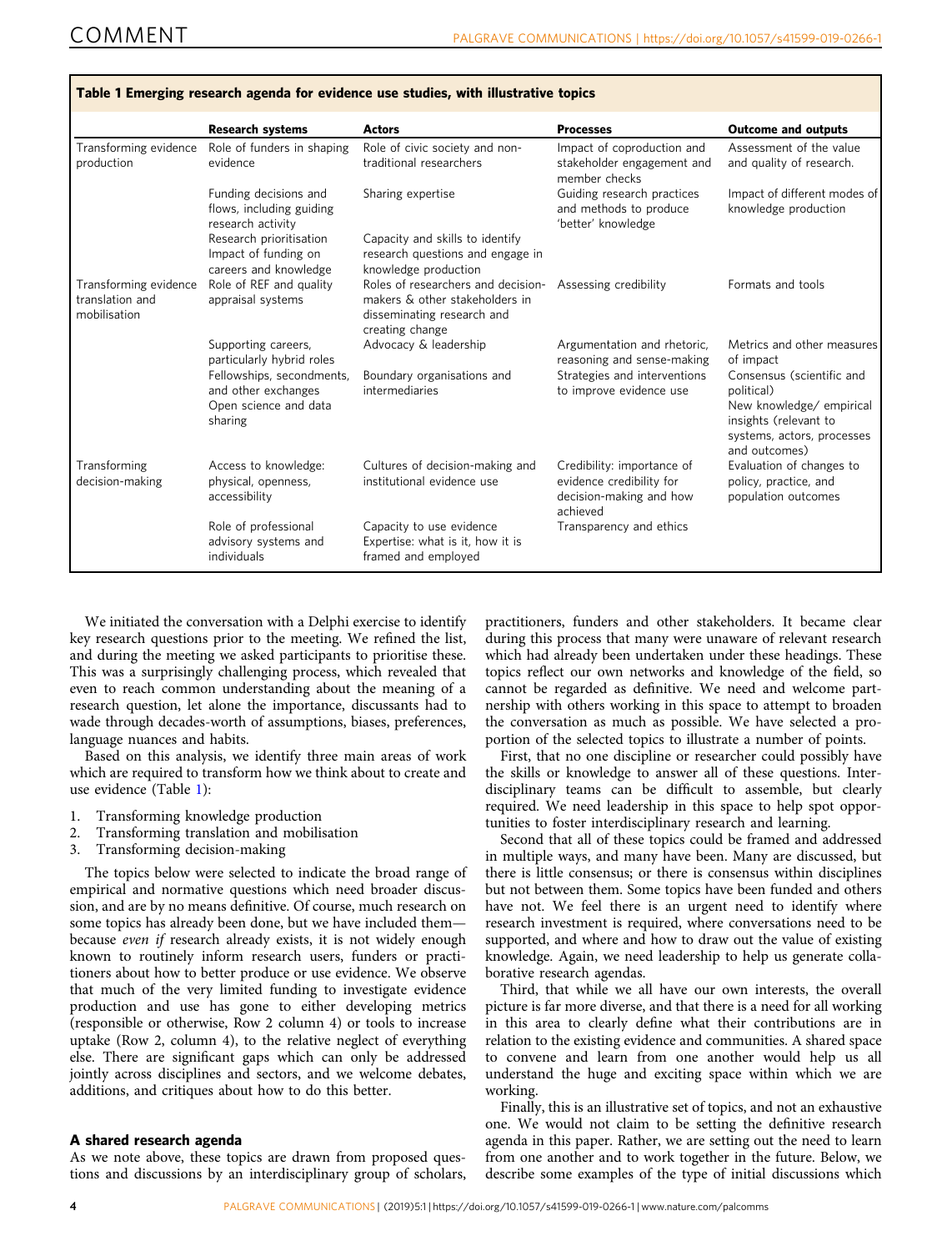**Table 1 Emerging research agenda for evidence use studies, with illustrative topics**

| | Research systems | Actors | Processes | Outcome and outputs |
|---|---|---|---|---|
| Transforming evidence production | Role of funders in shaping evidence | Role of civic society and non-traditional researchers | Impact of coproduction and stakeholder engagement and member checks | Assessment of the value and quality of research. |
| | Funding decisions and flows, including guiding research activity | Sharing expertise | Guiding research practices and methods to produce 'better' knowledge | Impact of different modes of knowledge production |
| | Research prioritisation Impact of funding on careers and knowledge | Capacity and skills to identify research questions and engage in knowledge production | | |
| Transforming evidence translation and mobilisation | Role of REF and quality appraisal systems | Roles of researchers and decision-makers & other stakeholders in disseminating research and creating change | Assessing credibility | Formats and tools |
| | Supporting careers, particularly hybrid roles | Advocacy & leadership | Argumentation and rhetoric, reasoning and sense-making | Metrics and other measures of impact |
| | Fellowships, secondments, and other exchanges Open science and data sharing | Boundary organisations and intermediaries | Strategies and interventions to improve evidence use | Consensus (scientific and political) New knowledge/ empirical insights (relevant to systems, actors, processes and outcomes) |
| Transforming decision-making | Access to knowledge: physical, openness, accessibility | Cultures of decision-making and institutional evidence use | Credibility: importance of evidence credibility for decision-making and how achieved | Evaluation of changes to policy, practice, and population outcomes |
| | Role of professional advisory systems and individuals | Capacity to use evidence Expertise: what is it, how it is framed and employed | Transparency and ethics | |

We initiated the conversation with a Delphi exercise to identify key research questions prior to the meeting. We refined the list, and during the meeting we asked participants to prioritise these. This was a surprisingly challenging process, which revealed that even to reach common understanding about the meaning of a research question, let alone the importance, discussants had to wade through decades-worth of assumptions, biases, preferences, language nuances and habits.

Based on this analysis, we identify three main areas of work which are required to transform how we think about to create and use evidence (Table 1):

1. Transforming knowledge production
2. Transforming translation and mobilisation
3. Transforming decision-making

The topics below were selected to indicate the broad range of empirical and normative questions which need broader discussion, and are by no means definitive. Of course, much research on some topics has already been done, but we have included them—because *even if* research already exists, it is not widely enough known to routinely inform research users, funders or practitioners about how to better produce or use evidence. We observe that much of the very limited funding to investigate evidence production and use has gone to either developing metrics (responsible or otherwise, Row 2 column 4) or tools to increase uptake (Row 2, column 4), to the relative neglect of everything else. There are significant gaps which can only be addressed jointly across disciplines and sectors, and we welcome debates, additions, and critiques about how to do this better.

### A shared research agenda

As we note above, these topics are drawn from proposed questions and discussions by an interdisciplinary group of scholars, practitioners, funders and other stakeholders. It became clear during this process that many were unaware of relevant research which had already been undertaken under these headings. These topics reflect our own networks and knowledge of the field, so cannot be regarded as definitive. We need and welcome partnership with others working in this space to attempt to broaden the conversation as much as possible. We have selected a proportion of the selected topics to illustrate a number of points.

First, that no one discipline or researcher could possibly have the skills or knowledge to answer all of these questions. Interdisciplinary teams can be difficult to assemble, but clearly required. We need leadership in this space to help spot opportunities to foster interdisciplinary research and learning.

Second that all of these topics could be framed and addressed in multiple ways, and many have been. Many are discussed, but there is little consensus; or there is consensus within disciplines but not between them. Some topics have been funded and others have not. We feel there is an urgent need to identify where research investment is required, where conversations need to be supported, and where and how to draw out the value of existing knowledge. Again, we need leadership to help us generate collaborative research agendas.

Third, that while we all have our own interests, the overall picture is far more diverse, and that there is a need for all working in this area to clearly define what their contributions are in relation to the existing evidence and communities. A shared space to convene and learn from one another would help us all understand the huge and exciting space within which we are working.

Finally, this is an illustrative set of topics, and not an exhaustive one. We would not claim to be setting the definitive research agenda in this paper. Rather, we are setting out the need to learn from one another and to work together in the future. Below, we describe some examples of the type of initial discussions which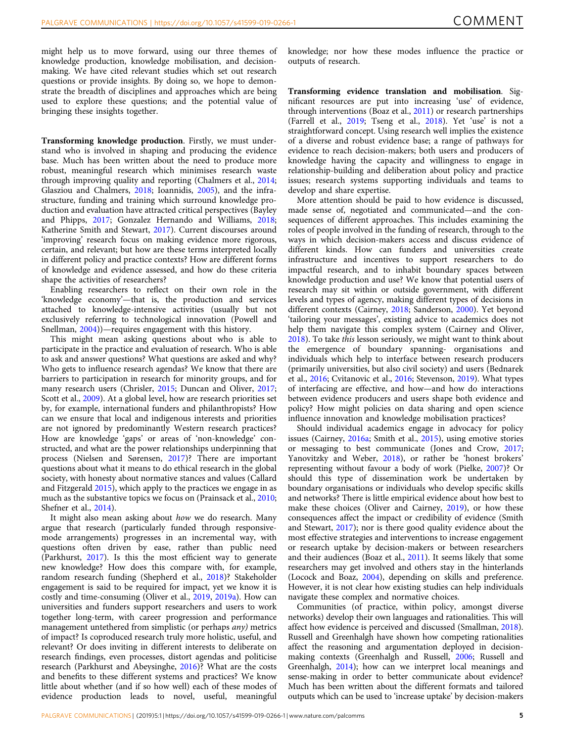might help us to move forward, using our three themes of knowledge production, knowledge mobilisation, and decision-making. We have cited relevant studies which set out research questions or provide insights. By doing so, we hope to demonstrate the breadth of disciplines and approaches which are being used to explore these questions; and the potential value of bringing these insights together.

**Transforming knowledge production**. Firstly, we must understand who is involved in shaping and producing the evidence base. Much has been written about the need to produce more robust, meaningful research which minimises research waste through improving quality and reporting (Chalmers et al., 2014; Glasziou and Chalmers, 2018; Ioannidis, 2005), and the infrastructure, funding and training which surround knowledge production and evaluation have attracted critical perspectives (Bayley and Phipps, 2017; Gonzalez Hernando and Williams, 2018; Katherine Smith and Stewart, 2017). Current discourses around 'improving' research focus on making evidence more rigorous, certain, and relevant; but how are these terms interpreted locally in different policy and practice contexts? How are different forms of knowledge and evidence assessed, and how do these criteria shape the activities of researchers?

Enabling researchers to reflect on their own role in the 'knowledge economy'—that is, the production and services attached to knowledge-intensive activities (usually but not exclusively referring to technological innovation (Powell and Snellman, 2004))—requires engagement with this history.

This might mean asking questions about who is able to participate in the practice and evaluation of research. Who is able to ask and answer questions? What questions are asked and why? Who gets to influence research agendas? We know that there are barriers to participation in research for minority groups, and for many research users (Chrisler, 2015; Duncan and Oliver, 2017; Scott et al., 2009). At a global level, how are research priorities set by, for example, international funders and philanthropists? How can we ensure that local and indigenous interests and priorities are not ignored by predominantly Western research practices? How are knowledge 'gaps' or areas of 'non-knowledge' constructed, and what are the power relationships underpinning that process (Nielsen and Sørensen, 2017)? There are important questions about what it means to do ethical research in the global society, with honesty about normative stances and values (Callard and Fitzgerald 2015), which apply to the practices we engage in as much as the substantive topics we focus on (Prainsack et al., 2010; Shefner et al., 2014).

It might also mean asking about *how* we do research. Many argue that research (particularly funded through responsive-mode arrangements) progresses in an incremental way, with questions often driven by ease, rather than public need (Parkhurst, 2017). Is this the most efficient way to generate new knowledge? How does this compare with, for example, random research funding (Shepherd et al., 2018)? Stakeholder engagement is said to be required for impact, yet we know it is costly and time-consuming (Oliver et al., 2019, 2019a). How can universities and funders support researchers and users to work together long-term, with career progression and performance management untethered from simplistic (or perhaps *any)* metrics of impact? Is coproduced research truly more holistic, useful, and relevant? Or does inviting in different interests to deliberate on research findings, even processes, distort agendas and politicise research (Parkhurst and Abeysinghe, 2016)? What are the costs and benefits to these different systems and practices? We know little about whether (and if so how well) each of these modes of evidence production leads to novel, useful, meaningful knowledge; nor how these modes influence the practice or outputs of research.

**Transforming evidence translation and mobilisation**. Significant resources are put into increasing 'use' of evidence, through interventions (Boaz et al., 2011) or research partnerships (Farrell et al., 2019; Tseng et al., 2018). Yet 'use' is not a straightforward concept. Using research well implies the existence of a diverse and robust evidence base; a range of pathways for evidence to reach decision-makers; both users and producers of knowledge having the capacity and willingness to engage in relationship-building and deliberation about policy and practice issues; research systems supporting individuals and teams to develop and share expertise.

More attention should be paid to how evidence is discussed, made sense of, negotiated and communicated—and the consequences of different approaches. This includes examining the roles of people involved in the funding of research, through to the ways in which decision-makers access and discuss evidence of different kinds. How can funders and universities create infrastructure and incentives to support researchers to do impactful research, and to inhabit boundary spaces between knowledge production and use? We know that potential users of research may sit within or outside government, with different levels and types of agency, making different types of decisions in different contexts (Cairney, 2018; Sanderson, 2000). Yet beyond 'tailoring your messages', existing advice to academics does not help them navigate this complex system (Cairney and Oliver, 2018). To take *this* lesson seriously, we might want to think about the emergence of boundary spanning- organisations and individuals which help to interface between research producers (primarily universities, but also civil society) and users (Bednarek et al., 2016; Cvitanovic et al., 2016; Stevenson, 2019). What types of interfacing are effective, and how—and how do interactions between evidence producers and users shape both evidence and policy? How might policies on data sharing and open science influence innovation and knowledge mobilisation practices?

Should individual academics engage in advocacy for policy issues (Cairney, 2016a; Smith et al., 2015), using emotive stories or messaging to best communicate (Jones and Crow, 2017; Yanovitzky and Weber, 2018), or rather be 'honest brokers' representing without favour a body of work (Pielke, 2007)? Or should this type of dissemination work be undertaken by boundary organisations or individuals who develop specific skills and networks? There is little empirical evidence about how best to make these choices (Oliver and Cairney, 2019), or how these consequences affect the impact or credibility of evidence (Smith and Stewart, 2017); nor is there good quality evidence about the most effective strategies and interventions to increase engagement or research uptake by decision-makers or between researchers and their audiences (Boaz et al., 2011). It seems likely that some researchers may get involved and others stay in the hinterlands (Locock and Boaz, 2004), depending on skills and preference. However, it is not clear how existing studies can help individuals navigate these complex and normative choices.

Communities (of practice, within policy, amongst diverse networks) develop their own languages and rationalities. This will affect how evidence is perceived and discussed (Smallman, 2018). Russell and Greenhalgh have shown how competing rationalities affect the reasoning and argumentation deployed in decision-making contexts (Greenhalgh and Russell, 2006; Russell and Greenhalgh, 2014); how can we interpret local meanings and sense-making in order to better communicate about evidence? Much has been written about the different formats and tailored outputs which can be used to 'increase uptake' by decision-makers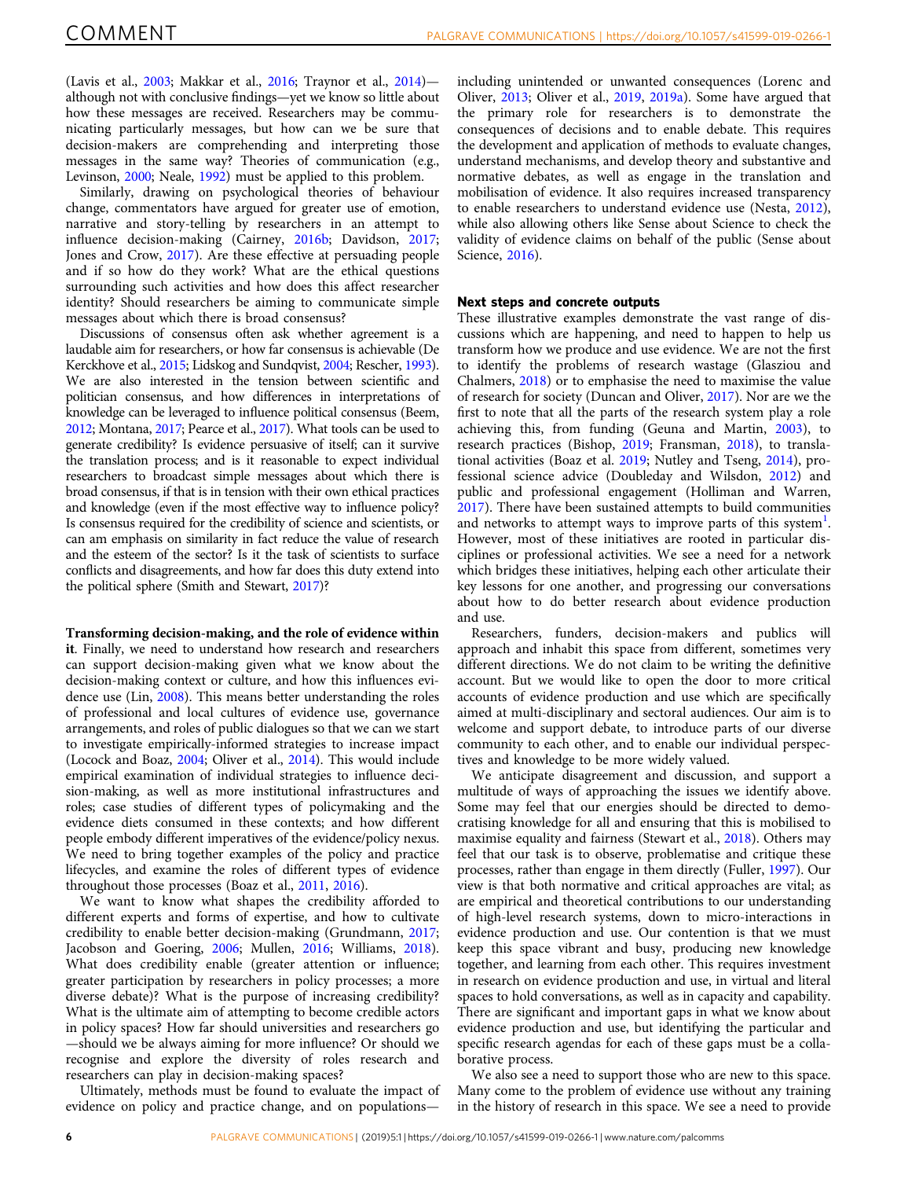(Lavis et al., 2003; Makkar et al., 2016; Traynor et al., 2014)—although not with conclusive findings—yet we know so little about how these messages are received. Researchers may be communicating particularly messages, but how can we be sure that decision-makers are comprehending and interpreting those messages in the same way? Theories of communication (e.g., Levinson, 2000; Neale, 1992) must be applied to this problem.

Similarly, drawing on psychological theories of behaviour change, commentators have argued for greater use of emotion, narrative and story-telling by researchers in an attempt to influence decision-making (Cairney, 2016b; Davidson, 2017; Jones and Crow, 2017). Are these effective at persuading people and if so how do they work? What are the ethical questions surrounding such activities and how does this affect researcher identity? Should researchers be aiming to communicate simple messages about which there is broad consensus?

Discussions of consensus often ask whether agreement is a laudable aim for researchers, or how far consensus is achievable (De Kerckhove et al., 2015; Lidskog and Sundqvist, 2004; Rescher, 1993). We are also interested in the tension between scientific and politician consensus, and how differences in interpretations of knowledge can be leveraged to influence political consensus (Beem, 2012; Montana, 2017; Pearce et al., 2017). What tools can be used to generate credibility? Is evidence persuasive of itself; can it survive the translation process; and is it reasonable to expect individual researchers to broadcast simple messages about which there is broad consensus, if that is in tension with their own ethical practices and knowledge (even if the most effective way to influence policy? Is consensus required for the credibility of science and scientists, or can am emphasis on similarity in fact reduce the value of research and the esteem of the sector? Is it the task of scientists to surface conflicts and disagreements, and how far does this duty extend into the political sphere (Smith and Stewart, 2017)?

**Transforming decision-making, and the role of evidence within it**. Finally, we need to understand how research and researchers can support decision-making given what we know about the decision-making context or culture, and how this influences evidence use (Lin, 2008). This means better understanding the roles of professional and local cultures of evidence use, governance arrangements, and roles of public dialogues so that we can we start to investigate empirically-informed strategies to increase impact (Locock and Boaz, 2004; Oliver et al., 2014). This would include empirical examination of individual strategies to influence decision-making, as well as more institutional infrastructures and roles; case studies of different types of policymaking and the evidence diets consumed in these contexts; and how different people embody different imperatives of the evidence/policy nexus. We need to bring together examples of the policy and practice lifecycles, and examine the roles of different types of evidence throughout those processes (Boaz et al., 2011, 2016).

We want to know what shapes the credibility afforded to different experts and forms of expertise, and how to cultivate credibility to enable better decision-making (Grundmann, 2017; Jacobson and Goering, 2006; Mullen, 2016; Williams, 2018). What does credibility enable (greater attention or influence; greater participation by researchers in policy processes; a more diverse debate)? What is the purpose of increasing credibility? What is the ultimate aim of attempting to become credible actors in policy spaces? How far should universities and researchers go—should we be always aiming for more influence? Or should we recognise and explore the diversity of roles research and researchers can play in decision-making spaces?

Ultimately, methods must be found to evaluate the impact of evidence on policy and practice change, and on populations—including unintended or unwanted consequences (Lorenc and Oliver, 2013; Oliver et al., 2019, 2019a). Some have argued that the primary role for researchers is to demonstrate the consequences of decisions and to enable debate. This requires the development and application of methods to evaluate changes, understand mechanisms, and develop theory and substantive and normative debates, as well as engage in the translation and mobilisation of evidence. It also requires increased transparency to enable researchers to understand evidence use (Nesta, 2012), while also allowing others like Sense about Science to check the validity of evidence claims on behalf of the public (Sense about Science, 2016).

### Next steps and concrete outputs

These illustrative examples demonstrate the vast range of discussions which are happening, and need to happen to help us transform how we produce and use evidence. We are not the first to identify the problems of research wastage (Glasziou and Chalmers, 2018) or to emphasise the need to maximise the value of research for society (Duncan and Oliver, 2017). Nor are we the first to note that all the parts of the research system play a role achieving this, from funding (Geuna and Martin, 2003), to research practices (Bishop, 2019; Fransman, 2018), to translational activities (Boaz et al. 2019; Nutley and Tseng, 2014), professional science advice (Doubleday and Wilsdon, 2012) and public and professional engagement (Holliman and Warren, 2017). There have been sustained attempts to build communities and networks to attempt ways to improve parts of this system[1]. However, most of these initiatives are rooted in particular disciplines or professional activities. We see a need for a network which bridges these initiatives, helping each other articulate their key lessons for one another, and progressing our conversations about how to do better research about evidence production and use.

Researchers, funders, decision-makers and publics will approach and inhabit this space from different, sometimes very different directions. We do not claim to be writing the definitive account. But we would like to open the door to more critical accounts of evidence production and use which are specifically aimed at multi-disciplinary and sectoral audiences. Our aim is to welcome and support debate, to introduce parts of our diverse community to each other, and to enable our individual perspectives and knowledge to be more widely valued.

We anticipate disagreement and discussion, and support a multitude of ways of approaching the issues we identify above. Some may feel that our energies should be directed to democratising knowledge for all and ensuring that this is mobilised to maximise equality and fairness (Stewart et al., 2018). Others may feel that our task is to observe, problematise and critique these processes, rather than engage in them directly (Fuller, 1997). Our view is that both normative and critical approaches are vital; as are empirical and theoretical contributions to our understanding of high-level research systems, down to micro-interactions in evidence production and use. Our contention is that we must keep this space vibrant and busy, producing new knowledge together, and learning from each other. This requires investment in research on evidence production and use, in virtual and literal spaces to hold conversations, as well as in capacity and capability. There are significant and important gaps in what we know about evidence production and use, but identifying the particular and specific research agendas for each of these gaps must be a collaborative process.

We also see a need to support those who are new to this space. Many come to the problem of evidence use without any training in the history of research in this space. We see a need to provide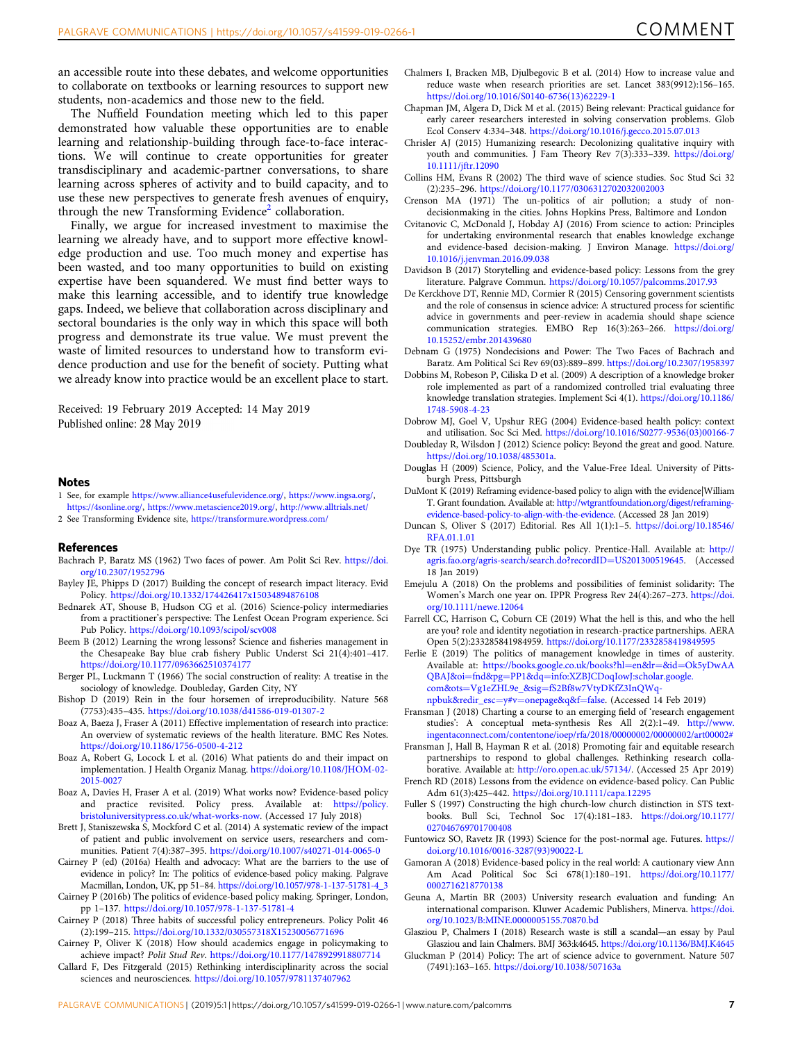an accessible route into these debates, and welcome opportunities to collaborate on textbooks or learning resources to support new students, non-academics and those new to the field.

The Nuffield Foundation meeting which led to this paper demonstrated how valuable these opportunities are to enable learning and relationship-building through face-to-face interactions. We will continue to create opportunities for greater transdisciplinary and academic-partner conversations, to share learning across spheres of activity and to build capacity, and to use these new perspectives to generate fresh avenues of enquiry, through the new Transforming Evidence[2] collaboration.

Finally, we argue for increased investment to maximise the learning we already have, and to support more effective knowledge production and use. Too much money and expertise has been wasted, and too many opportunities to build on existing expertise have been squandered. We must find better ways to make this learning accessible, and to identify true knowledge gaps. Indeed, we believe that collaboration across disciplinary and sectoral boundaries is the only way in which this space will both progress and demonstrate its true value. We must prevent the waste of limited resources to understand how to transform evidence production and use for the benefit of society. Putting what we already know into practice would be an excellent place to start.

Received: 19 February 2019 Accepted: 14 May 2019
Published online: 28 May 2019

## Notes

1 See, for example https://www.alliance4usefulevidence.org/, https://www.ingsa.org/, https://4sonline.org/, https://www.metascience2019.org/, http://www.alltrials.net/
2 See Transforming Evidence site, https://transformure.wordpress.com/

## References

Bachrach P, Baratz MS (1962) Two faces of power. Am Polit Sci Rev. https://doi.org/10.2307/1952796

Bayley JE, Phipps D (2017) Building the concept of research impact literacy. Evid Policy. https://doi.org/10.1332/174426417x15034894876108

Bednarek AT, Shouse B, Hudson CG et al. (2016) Science-policy intermediaries from a practitioner's perspective: The Lenfest Ocean Program experience. Sci Pub Policy. https://doi.org/10.1093/scipol/scv008

Beem B (2012) Learning the wrong lessons? Science and fisheries management in the Chesapeake Bay blue crab fishery Public Underst Sci 21(4):401–417. https://doi.org/10.1177/0963662510374177

Berger PL, Luckmann T (1966) The social construction of reality: A treatise in the sociology of knowledge. Doubleday, Garden City, NY

Bishop D (2019) Rein in the four horsemen of irreproducibility. Nature 568 (7753):435–435. https://doi.org/10.1038/d41586-019-01307-2

Boaz A, Baeza J, Fraser A (2011) Effective implementation of research into practice: An overview of systematic reviews of the health literature. BMC Res Notes. https://doi.org/10.1186/1756-0500-4-212

Boaz A, Robert G, Locock L et al. (2016) What patients do and their impact on implementation. J Health Organiz Manag. https://doi.org/10.1108/JHOM-02-2015-0027

Boaz A, Davies H, Fraser A et al. (2019) What works now? Evidence-based policy and practice revisited. Policy press. Available at: https://policy.bristoluniversitypress.co.uk/what-works-now. (Accessed 17 July 2018)

Brett J, Staniszewska S, Mockford C et al. (2014) A systematic review of the impact of patient and public involvement on service users, researchers and communities. Patient 7(4):387–395. https://doi.org/10.1007/s40271-014-0065-0

Cairney P (ed) (2016a) Health and advocacy: What are the barriers to the use of evidence in policy? In: The politics of evidence-based policy making. Palgrave Macmillan, London, UK, pp 51–84. https://doi.org/10.1057/978-1-137-51781-4_3

Cairney P (2016b) The politics of evidence-based policy making. Springer, London, pp 1–137. https://doi.org/10.1057/978-1-137-51781-4

Cairney P (2018) Three habits of successful policy entrepreneurs. Policy Polit 46 (2):199–215. https://doi.org/10.1332/030557318X15230056771696

Cairney P, Oliver K (2018) How should academics engage in policymaking to achieve impact? *Polit Stud Rev*. https://doi.org/10.1177/1478929918807714

Callard F, Des Fitzgerald (2015) Rethinking interdisciplinarity across the social sciences and neurosciences. https://doi.org/10.1057/9781137407962

Chalmers I, Bracken MB, Djulbegovic B et al. (2014) How to increase value and reduce waste when research priorities are set. Lancet 383(9912):156–165. https://doi.org/10.1016/S0140-6736(13)62229-1

Chapman JM, Algera D, Dick M et al. (2015) Being relevant: Practical guidance for early career researchers interested in solving conservation problems. Glob Ecol Conserv 4:334–348. https://doi.org/10.1016/j.gecco.2015.07.013

Chrisler AJ (2015) Humanizing research: Decolonizing qualitative inquiry with youth and communities. J Fam Theory Rev 7(3):333–339. https://doi.org/10.1111/jftr.12090

Collins HM, Evans R (2002) The third wave of science studies. Soc Stud Sci 32 (2):235–296. https://doi.org/10.1177/0306312702032002003

Crenson MA (1971) The un-politics of air pollution; a study of non-decisionmaking in the cities. Johns Hopkins Press, Baltimore and London

Cvitanovic C, McDonald J, Hobday AJ (2016) From science to action: Principles for undertaking environmental research that enables knowledge exchange and evidence-based decision-making. J Environ Manage. https://doi.org/10.1016/j.jenvman.2016.09.038

Davidson B (2017) Storytelling and evidence-based policy: Lessons from the grey literature. Palgrave Commun. https://doi.org/10.1057/palcomms.2017.93

De Kerckhove DT, Rennie MD, Cormier R (2015) Censoring government scientists and the role of consensus in science advice: A structured process for scientific advice in governments and peer-review in academia should shape science communication strategies. EMBO Rep 16(3):263–266. https://doi.org/10.15252/embr.201439680

Debnam G (1975) Nondecisions and Power: The Two Faces of Bachrach and Baratz. Am Political Sci Rev 69(03):889–899. https://doi.org/10.2307/1958397

Dobbins M, Robeson P, Ciliska D et al. (2009) A description of a knowledge broker role implemented as part of a randomized controlled trial evaluating three knowledge translation strategies. Implement Sci 4(1). https://doi.org/10.1186/1748-5908-4-23

Dobrow MJ, Goel V, Upshur REG (2004) Evidence-based health policy: context and utilisation. Soc Sci Med. https://doi.org/10.1016/S0277-9536(03)00166-7

Doubleday R, Wilsdon J (2012) Science policy: Beyond the great and good. Nature. https://doi.org/10.1038/485301a.

Douglas H (2009) Science, Policy, and the Value-Free Ideal. University of Pittsburgh Press, Pittsburgh

DuMont K (2019) Reframing evidence-based policy to align with the evidence|William T. Grant foundation. Available at: http://wtgrantfoundation.org/digest/reframing-evidence-based-policy-to-align-with-the-evidence. (Accessed 28 Jan 2019)

Duncan S, Oliver S (2017) Editorial. Res All 1(1):1–5. https://doi.org/10.18546/RFA.01.1.01

Dye TR (1975) Understanding public policy. Prentice-Hall. Available at: http://agris.fao.org/agris-search/search.do?recordID=US201300519645. (Accessed 18 Jan 2019)

Emejulu A (2018) On the problems and possibilities of feminist solidarity: The Women's March one year on. IPPR Progress Rev 24(4):267–273. https://doi.org/10.1111/newe.12064

Farrell CC, Harrison C, Coburn CE (2019) What the hell is this, and who the hell are you? role and identity negotiation in research-practice partnerships. AERA Open 5(2):233285841984959. https://doi.org/10.1177/2332858419849595

Ferlie E (2019) The politics of management knowledge in times of austerity. Available at: https://books.google.co.uk/books?hl=en&lr=&id=Ok5yDwAAQBAJ&oi=fnd&pg=PP1&dq=info:XZBJCDoqIowJ:scholar.google.com&ots=Vg1eZHL9e_&sig=fS2Bf8w7VtyDKfZ3InQWq-npbuk&redir_esc=y#v=onepage&q&f=false. (Accessed 14 Feb 2019)

Fransman J (2018) Charting a course to an emerging field of 'research engagement studies': A conceptual meta-synthesis Res All 2(2):1–49. http://www.ingentaconnect.com/contentone/ioep/rfa/2018/00000002/00000002/art00002#

Fransman J, Hall B, Hayman R et al. (2018) Promoting fair and equitable research partnerships to respond to global challenges. Rethinking research collaborative. Available at: http://oro.open.ac.uk/57134/. (Accessed 25 Apr 2019)

French RD (2018) Lessons from the evidence on evidence-based policy. Can Public Adm 61(3):425–442. https://doi.org/10.1111/capa.12295

Fuller S (1997) Constructing the high church-low church distinction in STS textbooks. Bull Sci, Technol Soc 17(4):181–183. https://doi.org/10.1177/027046769701700408

Funtowicz SO, Ravetz JR (1993) Science for the post-normal age. Futures. https://doi.org/10.1016/0016-3287(93)90022-L

Gamoran A (2018) Evidence-based policy in the real world: A cautionary view Ann Am Acad Political Soc Sci 678(1):180–191. https://doi.org/10.1177/0002716218770138

Geuna A, Martin BR (2003) University research evaluation and funding: An international comparison. Kluwer Academic Publishers, Minerva. https://doi.org/10.1023/B:MINE.0000005155.70870.bd

Glasziou P, Chalmers I (2018) Research waste is still a scandal—an essay by Paul Glasziou and Iain Chalmers. BMJ 363:k4645. https://doi.org/10.1136/BMJ.K4645

Gluckman P (2014) Policy: The art of science advice to government. Nature 507 (7491):163–165. https://doi.org/10.1038/507163a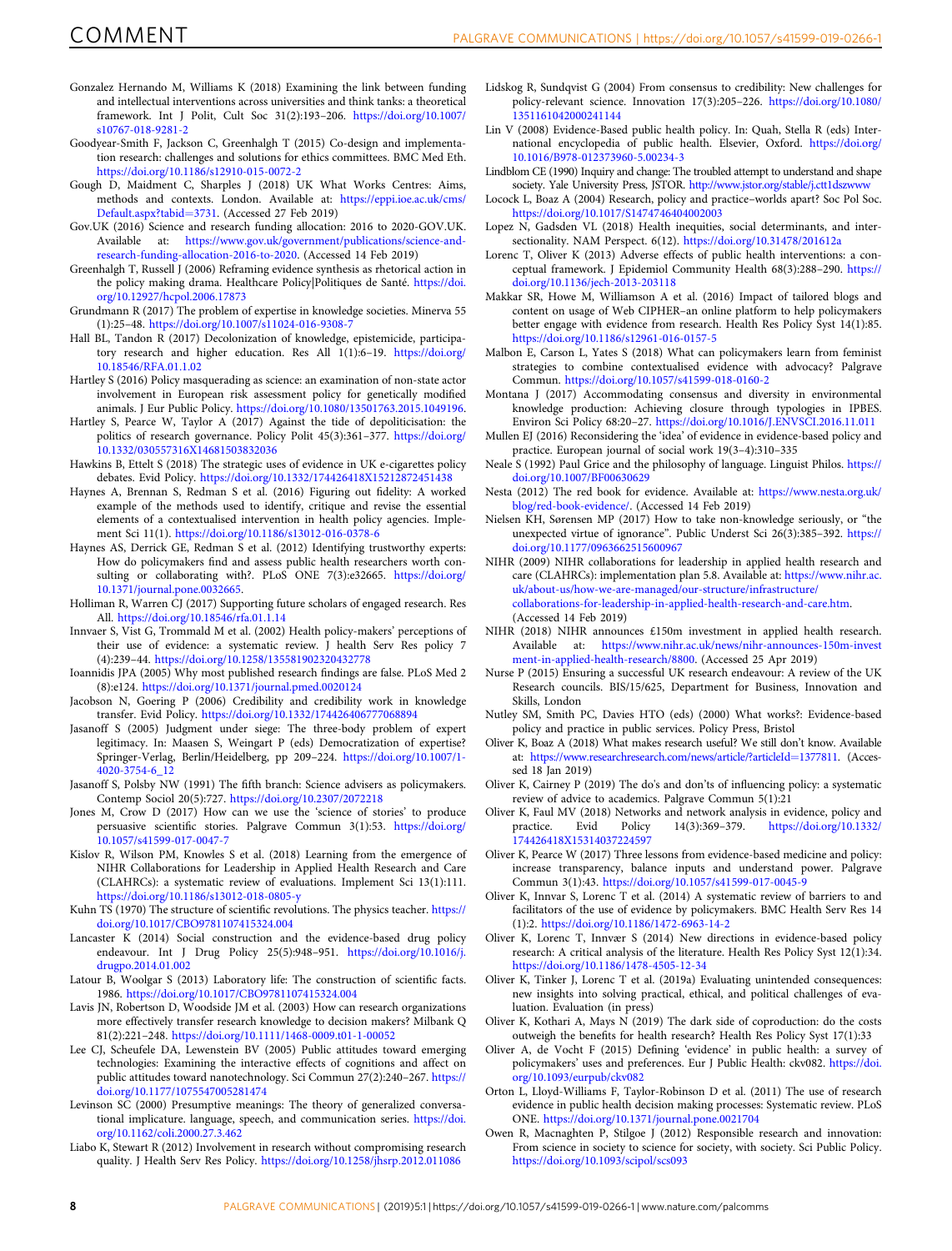Gonzalez Hernando M, Williams K (2018) Examining the link between funding and intellectual interventions across universities and think tanks: a theoretical framework. Int J Polit, Cult Soc 31(2):193–206. https://doi.org/10.1007/s10767-018-9281-2

Goodyear-Smith F, Jackson C, Greenhalgh T (2015) Co-design and implementation research: challenges and solutions for ethics committees. BMC Med Eth. https://doi.org/10.1186/s12910-015-0072-2

Gough D, Maidment C, Sharples J (2018) UK What Works Centres: Aims, methods and contexts. London. Available at: https://eppi.ioe.ac.uk/cms/Default.aspx?tabid=3731. (Accessed 27 Feb 2019)

Gov.UK (2016) Science and research funding allocation: 2016 to 2020-GOV.UK. Available at: https://www.gov.uk/government/publications/science-and-research-funding-allocation-2016-to-2020. (Accessed 14 Feb 2019)

Greenhalgh T, Russell J (2006) Reframing evidence synthesis as rhetorical action in the policy making drama. Healthcare Policy|Politiques de Santé. https://doi.org/10.12927/hcpol.2006.17873

Grundmann R (2017) The problem of expertise in knowledge societies. Minerva 55 (1):25–48. https://doi.org/10.1007/s11024-016-9308-7

Hall BL, Tandon R (2017) Decolonization of knowledge, epistemicide, participatory research and higher education. Res All 1(1):6–19. https://doi.org/10.18546/RFA.01.1.02

Hartley S (2016) Policy masquerading as science: an examination of non-state actor involvement in European risk assessment policy for genetically modified animals. J Eur Public Policy. https://doi.org/10.1080/13501763.2015.1049196.

Hartley S, Pearce W, Taylor A (2017) Against the tide of depoliticisation: the politics of research governance. Policy Polit 45(3):361–377. https://doi.org/10.1332/030557316X14681503832036

Hawkins B, Ettelt S (2018) The strategic uses of evidence in UK e-cigarettes policy debates. Evid Policy. https://doi.org/10.1332/174426418X15212872451438

Haynes A, Brennan S, Redman S et al. (2016) Figuring out fidelity: A worked example of the methods used to identify, critique and revise the essential elements of a contextualised intervention in health policy agencies. Implement Sci 11(1). https://doi.org/10.1186/s13012-016-0378-6

Haynes AS, Derrick GE, Redman S et al. (2012) Identifying trustworthy experts: How do policymakers find and assess public health researchers worth consulting or collaborating with?. PLoS ONE 7(3):e32665. https://doi.org/10.1371/journal.pone.0032665.

Holliman R, Warren CJ (2017) Supporting future scholars of engaged research. Res All. https://doi.org/10.18546/rfa.01.1.14

Innvaer S, Vist G, Trommald M et al. (2002) Health policy-makers' perceptions of their use of evidence: a systematic review. J health Serv Res policy 7 (4):239–44. https://doi.org/10.1258/135581902320432778

Ioannidis JPA (2005) Why most published research findings are false. PLoS Med 2 (8):e124. https://doi.org/10.1371/journal.pmed.0020124

Jacobson N, Goering P (2006) Credibility and credibility work in knowledge transfer. Evid Policy. https://doi.org/10.1332/174426406777068894

Jasanoff S (2005) Judgment under siege: The three-body problem of expert legitimacy. In: Maasen S, Weingart P (eds) Democratization of expertise? Springer-Verlag, Berlin/Heidelberg, pp 209–224. https://doi.org/10.1007/1-4020-3754-6_12

Jasanoff S, Polsby NW (1991) The fifth branch: Science advisers as policymakers. Contemp Sociol 20(5):727. https://doi.org/10.2307/2072218

Jones M, Crow D (2017) How can we use the 'science of stories' to produce persuasive scientific stories. Palgrave Commun 3(1):53. https://doi.org/10.1057/s41599-017-0047-7

Kislov R, Wilson PM, Knowles S et al. (2018) Learning from the emergence of NIHR Collaborations for Leadership in Applied Health Research and Care (CLAHRCs): a systematic review of evaluations. Implement Sci 13(1):111. https://doi.org/10.1186/s13012-018-0805-y

Kuhn TS (1970) The structure of scientific revolutions. The physics teacher. https://doi.org/10.1017/CBO9781107415324.004

Lancaster K (2014) Social construction and the evidence-based drug policy endeavour. Int J Drug Policy 25(5):948–951. https://doi.org/10.1016/j.drugpo.2014.01.002

Latour B, Woolgar S (2013) Laboratory life: The construction of scientific facts. 1986. https://doi.org/10.1017/CBO9781107415324.004

Lavis JN, Robertson D, Woodside JM et al. (2003) How can research organizations more effectively transfer research knowledge to decision makers? Milbank Q 81(2):221–248. https://doi.org/10.1111/1468-0009.t01-1-00052

Lee CJ, Scheufele DA, Lewenstein BV (2005) Public attitudes toward emerging technologies: Examining the interactive effects of cognitions and affect on public attitudes toward nanotechnology. Sci Commun 27(2):240–267. https://doi.org/10.1177/1075547005281474

Levinson SC (2000) Presumptive meanings: The theory of generalized conversational implicature. language, speech, and communication series. https://doi.org/10.1162/coli.2000.27.3.462

Liabo K, Stewart R (2012) Involvement in research without compromising research quality. J Health Serv Res Policy. https://doi.org/10.1258/jhsrp.2012.011086

Lidskog R, Sundqvist G (2004) From consensus to credibility: New challenges for policy-relevant science. Innovation 17(3):205–226. https://doi.org/10.1080/1351161042000241144

Lin V (2008) Evidence-Based public health policy. In: Quah, Stella R (eds) International encyclopedia of public health. Elsevier, Oxford. https://doi.org/10.1016/B978-012373960-5.00234-3

Lindblom CE (1990) Inquiry and change: The troubled attempt to understand and shape society. Yale University Press, JSTOR. http://www.jstor.org/stable/j.ctt1dszwww

Locock L, Boaz A (2004) Research, policy and practice–worlds apart? Soc Pol Soc. https://doi.org/10.1017/S1474746404002003

Lopez N, Gadsden VL (2018) Health inequities, social determinants, and intersectionality. NAM Perspect. 6(12). https://doi.org/10.31478/201612a

Lorenc T, Oliver K (2013) Adverse effects of public health interventions: a conceptual framework. J Epidemiol Community Health 68(3):288–290. https://doi.org/10.1136/jech-2013-203118

Makkar SR, Howe M, Williamson A et al. (2016) Impact of tailored blogs and content on usage of Web CIPHER–an online platform to help policymakers better engage with evidence from research. Health Res Policy Syst 14(1):85. https://doi.org/10.1186/s12961-016-0157-5

Malbon E, Carson L, Yates S (2018) What can policymakers learn from feminist strategies to combine contextualised evidence with advocacy? Palgrave Commun. https://doi.org/10.1057/s41599-018-0160-2

Montana J (2017) Accommodating consensus and diversity in environmental knowledge production: Achieving closure through typologies in IPBES. Environ Sci Policy 68:20–27. https://doi.org/10.1016/J.ENVSCI.2016.11.011

Mullen EJ (2016) Reconsidering the 'idea' of evidence in evidence-based policy and practice. European journal of social work 19(3–4):310–335

Neale S (1992) Paul Grice and the philosophy of language. Linguist Philos. https://doi.org/10.1007/BF00630629

Nesta (2012) The red book for evidence. Available at: https://www.nesta.org.uk/blog/red-book-evidence/. (Accessed 14 Feb 2019)

Nielsen KH, Sørensen MP (2017) How to take non-knowledge seriously, or "the unexpected virtue of ignorance". Public Underst Sci 26(3):385–392. https://doi.org/10.1177/0963662515600967

NIHR (2009) NIHR collaborations for leadership in applied health research and care (CLAHRCs): implementation plan 5.8. Available at: https://www.nihr.ac.uk/about-us/how-we-are-managed/our-structure/infrastructure/collaborations-for-leadership-in-applied-health-research-and-care.htm. (Accessed 14 Feb 2019)

NIHR (2018) NIHR announces £150m investment in applied health research. Available at: https://www.nihr.ac.uk/news/nihr-announces-150m-investment-in-applied-health-research/8800. (Accessed 25 Apr 2019)

Nurse P (2015) Ensuring a successful UK research endeavour: A review of the UK Research councils. BIS/15/625, Department for Business, Innovation and Skills, London

Nutley SM, Smith PC, Davies HTO (eds) (2000) What works?: Evidence-based policy and practice in public services. Policy Press, Bristol

Oliver K, Boaz A (2018) What makes research useful? We still don't know. Available at: https://www.researchresearch.com/news/article/?articleId=1377811. (Accessed 18 Jan 2019)

Oliver K, Cairney P (2019) The do's and don'ts of influencing policy: a systematic review of advice to academics. Palgrave Commun 5(1):21

Oliver K, Faul MV (2018) Networks and network analysis in evidence, policy and practice. Evid Policy 14(3):369–379. https://doi.org/10.1332/174426418X15314037224597

Oliver K, Pearce W (2017) Three lessons from evidence-based medicine and policy: increase transparency, balance inputs and understand power. Palgrave Commun 3(1):43. https://doi.org/10.1057/s41599-017-0045-9

Oliver K, Innvar S, Lorenc T et al. (2014) A systematic review of barriers to and facilitators of the use of evidence by policymakers. BMC Health Serv Res 14 (1):2. https://doi.org/10.1186/1472-6963-14-2

Oliver K, Lorenc T, Innvær S (2014) New directions in evidence-based policy research: A critical analysis of the literature. Health Res Policy Syst 12(1):34. https://doi.org/10.1186/1478-4505-12-34

Oliver K, Tinker J, Lorenc T et al. (2019a) Evaluating unintended consequences: new insights into solving practical, ethical, and political challenges of evaluation. Evaluation (in press)

Oliver K, Kothari A, Mays N (2019) The dark side of coproduction: do the costs outweigh the benefits for health research? Health Res Policy Syst 17(1):33

Oliver A, de Vocht F (2015) Defining 'evidence' in public health: a survey of policymakers' uses and preferences. Eur J Public Health: ckv082. https://doi.org/10.1093/eurpub/ckv082

Orton L, Lloyd-Williams F, Taylor-Robinson D et al. (2011) The use of research evidence in public health decision making processes: Systematic review. PLoS ONE. https://doi.org/10.1371/journal.pone.0021704

Owen R, Macnaghten P, Stilgoe J (2012) Responsible research and innovation: From science in society to science for society, with society. Sci Public Policy. https://doi.org/10.1093/scipol/scs093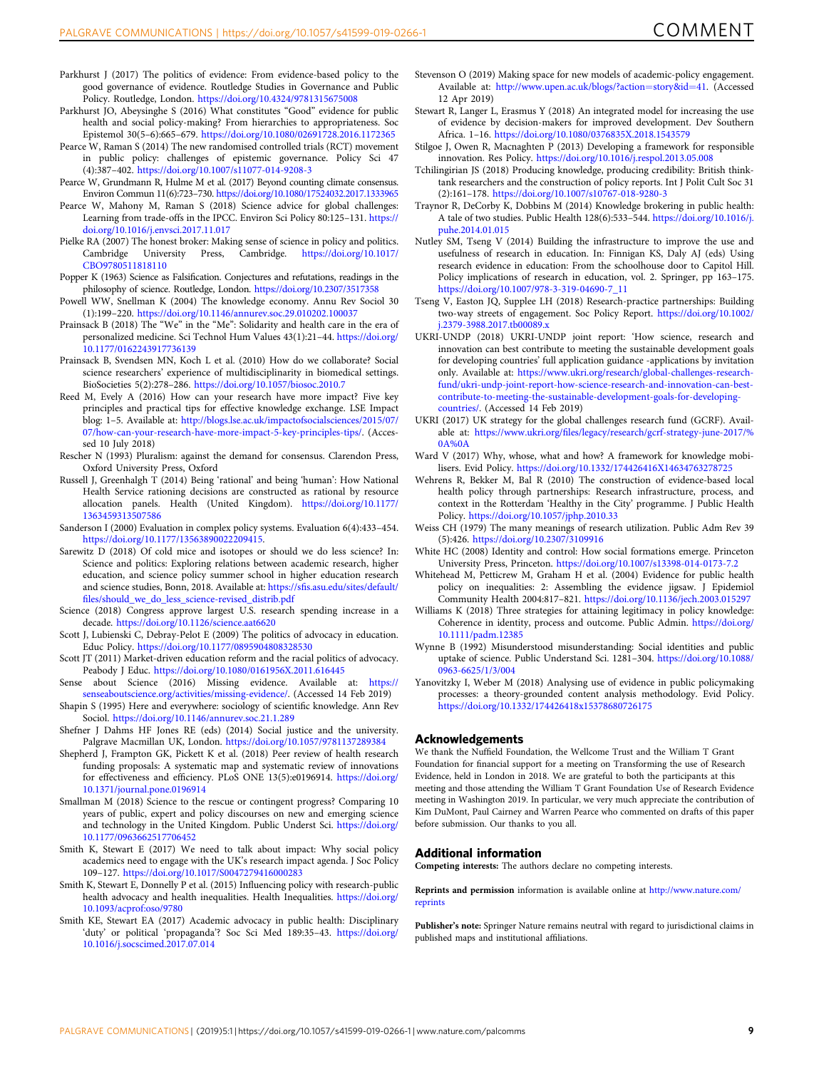Parkhurst J (2017) The politics of evidence: From evidence-based policy to the good governance of evidence. Routledge Studies in Governance and Public Policy. Routledge, London. https://doi.org/10.4324/9781315675008

Parkhurst JO, Abeysinghe S (2016) What constitutes "Good" evidence for public health and social policy-making? From hierarchies to appropriateness. Soc Epistemol 30(5–6):665–679. https://doi.org/10.1080/02691728.2016.1172365

Pearce W, Raman S (2014) The new randomised controlled trials (RCT) movement in public policy: challenges of epistemic governance. Policy Sci 47 (4):387–402. https://doi.org/10.1007/s11077-014-9208-3

Pearce W, Grundmann R, Hulme M et al. (2017) Beyond counting climate consensus. Environ Commun 11(6):723–730. https://doi.org/10.1080/17524032.2017.1333965

Pearce W, Mahony M, Raman S (2018) Science advice for global challenges: Learning from trade-offs in the IPCC. Environ Sci Policy 80:125–131. https://doi.org/10.1016/j.envsci.2017.11.017

Pielke RA (2007) The honest broker: Making sense of science in policy and politics. Cambridge University Press, Cambridge. https://doi.org/10.1017/CBO9780511818110

Popper K (1963) Science as Falsification. Conjectures and refutations, readings in the philosophy of science. Routledge, London. https://doi.org/10.2307/3517358

Powell WW, Snellman K (2004) The knowledge economy. Annu Rev Sociol 30 (1):199–220. https://doi.org/10.1146/annurev.soc.29.010202.100037

Prainsack B (2018) The "We" in the "Me": Solidarity and health care in the era of personalized medicine. Sci Technol Hum Values 43(1):21–44. https://doi.org/10.1177/0162243917736139

Prainsack B, Svendsen MN, Koch L et al. (2010) How do we collaborate? Social science researchers' experience of multidisciplinarity in biomedical settings. BioSocieties 5(2):278–286. https://doi.org/10.1057/biosoc.2010.7

Reed M, Evely A (2016) How can your research have more impact? Five key principles and practical tips for effective knowledge exchange. LSE Impact blog: 1–5. Available at: http://blogs.lse.ac.uk/impactofsocialsciences/2015/07/07/how-can-your-research-have-more-impact-5-key-principles-tips/. (Accessed 10 July 2018)

Rescher N (1993) Pluralism: against the demand for consensus. Clarendon Press, Oxford University Press, Oxford

Russell J, Greenhalgh T (2014) Being 'rational' and being 'human': How National Health Service rationing decisions are constructed as rational by resource allocation panels. Health (United Kingdom). https://doi.org/10.1177/1363459313507586

Sanderson I (2000) Evaluation in complex policy systems. Evaluation 6(4):433–454. https://doi.org/10.1177/13563890022209415.

Sarewitz D (2018) Of cold mice and isotopes or should we do less science? In: Science and politics: Exploring relations between academic research, higher education, and science policy summer school in higher education research and science studies, Bonn, 2018. Available at: https://sfis.asu.edu/sites/default/files/should_we_do_less_science-revised_distrib.pdf

Science (2018) Congress approve largest U.S. research spending increase in a decade. https://doi.org/10.1126/science.aat6620

Scott J, Lubienski C, Debray-Pelot E (2009) The politics of advocacy in education. Educ Policy. https://doi.org/10.1177/0895904808328530

Scott JT (2011) Market-driven education reform and the racial politics of advocacy. Peabody J Educ. https://doi.org/10.1080/0161956X.2011.616445

Sense about Science (2016) Missing evidence. Available at: https://senseaboutscience.org/activities/missing-evidence/. (Accessed 14 Feb 2019)

Shapin S (1995) Here and everywhere: sociology of scientific knowledge. Ann Rev Sociol. https://doi.org/10.1146/annurev.soc.21.1.289

Shefner J Dahms HF Jones RE (eds) (2014) Social justice and the university. Palgrave Macmillan UK, London. https://doi.org/10.1057/9781137289384

Shepherd J, Frampton GK, Pickett K et al. (2018) Peer review of health research funding proposals: A systematic map and systematic review of innovations for effectiveness and efficiency. PLoS ONE 13(5):e0196914. https://doi.org/10.1371/journal.pone.0196914

Smallman M (2018) Science to the rescue or contingent progress? Comparing 10 years of public, expert and policy discourses on new and emerging science and technology in the United Kingdom. Public Underst Sci. https://doi.org/10.1177/0963662517706452

Smith K, Stewart E (2017) We need to talk about impact: Why social policy academics need to engage with the UK's research impact agenda. J Soc Policy 109–127. https://doi.org/10.1017/S0047279416000283

Smith K, Stewart E, Donnelly P et al. (2015) Influencing policy with research-public health advocacy and health inequalities. Health Inequalities. https://doi.org/10.1093/acprof:oso/9780

Smith KE, Stewart EA (2017) Academic advocacy in public health: Disciplinary 'duty' or political 'propaganda'? Soc Sci Med 189:35–43. https://doi.org/10.1016/j.socscimed.2017.07.014

Stevenson O (2019) Making space for new models of academic-policy engagement. Available at: http://www.upen.ac.uk/blogs/?action=story&id=41. (Accessed 12 Apr 2019)

Stewart R, Langer L, Erasmus Y (2018) An integrated model for increasing the use of evidence by decision-makers for improved development. Dev Southern Africa. 1–16. https://doi.org/10.1080/0376835X.2018.1543579

Stilgoe J, Owen R, Macnaghten P (2013) Developing a framework for responsible innovation. Res Policy. https://doi.org/10.1016/j.respol.2013.05.008

Tchilingirian JS (2018) Producing knowledge, producing credibility: British think-tank researchers and the construction of policy reports. Int J Polit Cult Soc 31 (2):161–178. https://doi.org/10.1007/s10767-018-9280-3

Traynor R, DeCorby K, Dobbins M (2014) Knowledge brokering in public health: A tale of two studies. Public Health 128(6):533–544. https://doi.org/10.1016/j.puhe.2014.01.015

Nutley SM, Tseng V (2014) Building the infrastructure to improve the use and usefulness of research in education. In: Finnigan KS, Daly AJ (eds) Using research evidence in education: From the schoolhouse door to Capitol Hill. Policy implications of research in education, vol. 2. Springer, pp 163–175. https://doi.org/10.1007/978-3-319-04690-7_11

Tseng V, Easton JQ, Supplee LH (2018) Research-practice partnerships: Building two-way streets of engagement. Soc Policy Report. https://doi.org/10.1002/j.2379-3988.2017.tb00089.x

UKRI-UNDP (2018) UKRI-UNDP joint report: 'How science, research and innovation can best contribute to meeting the sustainable development goals for developing countries' full application guidance -applications by invitation only. Available at: https://www.ukri.org/research/global-challenges-research-fund/ukri-undp-joint-report-how-science-research-and-innovation-can-best-contribute-to-meeting-the-sustainable-development-goals-for-developing-countries/. (Accessed 14 Feb 2019)

UKRI (2017) UK strategy for the global challenges research fund (GCRF). Available at: https://www.ukri.org/files/legacy/research/gcrf-strategy-june-2017/%0A%0A

Ward V (2017) Why, whose, what and how? A framework for knowledge mobilisers. Evid Policy. https://doi.org/10.1332/174426416X14634763278725

Wehrens R, Bekker M, Bal R (2010) The construction of evidence-based local health policy through partnerships: Research infrastructure, process, and context in the Rotterdam 'Healthy in the City' programme. J Public Health Policy. https://doi.org/10.1057/jphp.2010.33

Weiss CH (1979) The many meanings of research utilization. Public Adm Rev 39 (5):426. https://doi.org/10.2307/3109916

White HC (2008) Identity and control: How social formations emerge. Princeton University Press, Princeton. https://doi.org/10.1007/s13398-014-0173-7.2

Whitehead M, Petticrew M, Graham H et al. (2004) Evidence for public health policy on inequalities: 2: Assembling the evidence jigsaw. J Epidemiol Community Health 2004:817–821. https://doi.org/10.1136/jech.2003.015297

Williams K (2018) Three strategies for attaining legitimacy in policy knowledge: Coherence in identity, process and outcome. Public Admin. https://doi.org/10.1111/padm.12385

Wynne B (1992) Misunderstood misunderstanding: Social identities and public uptake of science. Public Understand Sci. 1281–304. https://doi.org/10.1088/0963-6625/1/3/004

Yanovitzky I, Weber M (2018) Analysing use of evidence in public policymaking processes: a theory-grounded content analysis methodology. Evid Policy. https://doi.org/10.1332/174426418x15378680726175

## Acknowledgements

We thank the Nuffield Foundation, the Wellcome Trust and the William T Grant Foundation for financial support for a meeting on Transforming the use of Research Evidence, held in London in 2018. We are grateful to both the participants at this meeting and those attending the William T Grant Foundation Use of Research Evidence meeting in Washington 2019. In particular, we very much appreciate the contribution of Kim DuMont, Paul Cairney and Warren Pearce who commented on drafts of this paper before submission. Our thanks to you all.

## Additional information

**Competing interests:** The authors declare no competing interests.

**Reprints and permission** information is available online at http://www.nature.com/reprints

**Publisher's note:** Springer Nature remains neutral with regard to jurisdictional claims in published maps and institutional affiliations.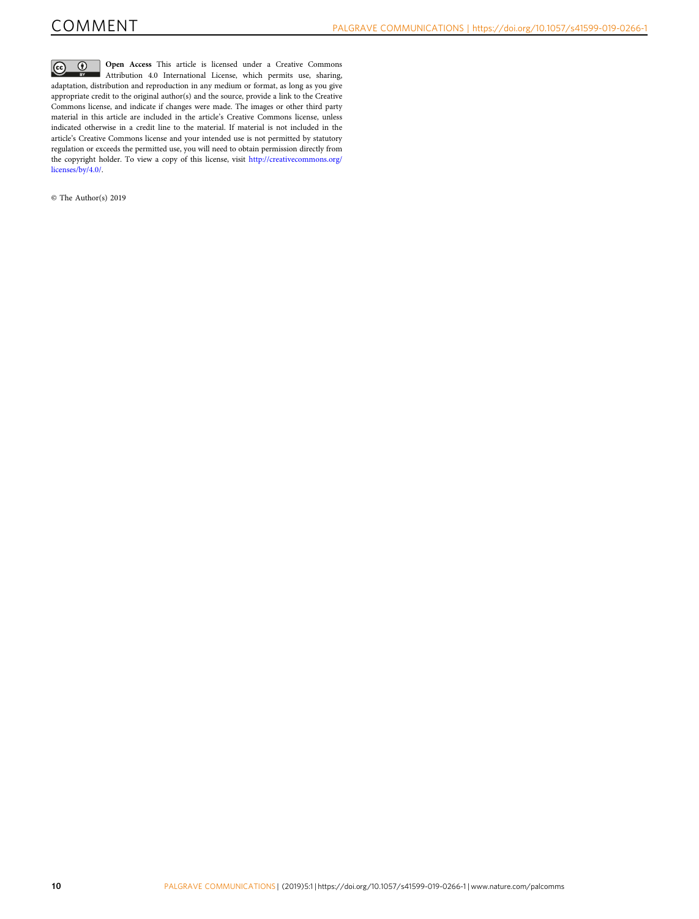**Open Access** This article is licensed under a Creative Commons Attribution 4.0 International License, which permits use, sharing, adaptation, distribution and reproduction in any medium or format, as long as you give appropriate credit to the original author(s) and the source, provide a link to the Creative Commons license, and indicate if changes were made. The images or other third party material in this article are included in the article's Creative Commons license, unless indicated otherwise in a credit line to the material. If material is not included in the article's Creative Commons license and your intended use is not permitted by statutory regulation or exceeds the permitted use, you will need to obtain permission directly from the copyright holder. To view a copy of this license, visit http://creativecommons.org/licenses/by/4.0/.

© The Author(s) 2019